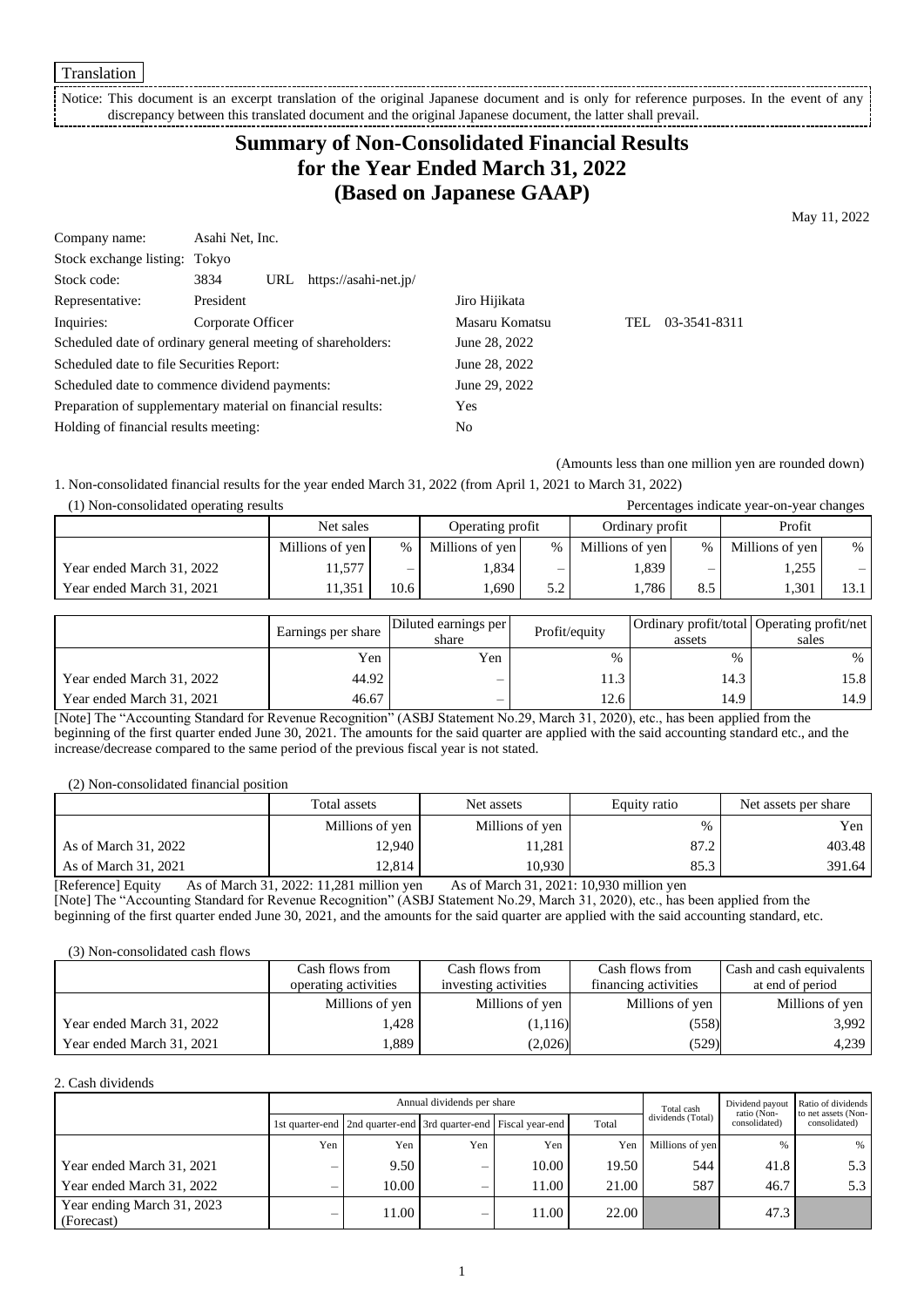Translation

Notice: This document is an excerpt translation of the original Japanese document and is only for reference purposes. In the event of any discrepancy between this translated document and the original Japanese document, the latter shall prevail.

# Summary of Non-Consolidated Financial Results for the Year Ended March 31, 2022 (Based on Japanese GAAP)

May 11, 2022

| | | |
|---|---|---|
| Company name: | Asahi Net, Inc. | |
| Stock exchange listing: | Tokyo | |
| Stock code: | 3834 URL https://asahi-net.jp/ | |
| Representative: | President | Jiro Hijikata |
| Inquiries: | Corporate Officer | Masaru Komatsu TEL 03-3541-8311 |
| Scheduled date of ordinary general meeting of shareholders: | | June 28, 2022 |
| Scheduled date to file Securities Report: | | June 28, 2022 |
| Scheduled date to commence dividend payments: | | June 29, 2022 |
| Preparation of supplementary material on financial results: | | Yes |
| Holding of financial results meeting: | | No |

(Amounts less than one million yen are rounded down)

1. Non-consolidated financial results for the year ended March 31, 2022 (from April 1, 2021 to March 31, 2022)

(1) Non-consolidated operating results

Percentages indicate year-on-year changes

| | Net sales | | Operating profit | | Ordinary profit | | Profit | |
|---|---|---|---|---|---|---|---|---|
| | Millions of yen | % | Millions of yen | % | Millions of yen | % | Millions of yen | % |
| Year ended March 31, 2022 | 11,577 | – | 1,834 | – | 1,839 | – | 1,255 | – |
| Year ended March 31, 2021 | 11,351 | 10.6 | 1,690 | 5.2 | 1,786 | 8.5 | 1,301 | 13.1 |

| | Earnings per share | Diluted earnings per share | Profit/equity | Ordinary profit/total assets | Operating profit/net sales |
|---|---|---|---|---|---|
| | Yen | Yen | % | % | % |
| Year ended March 31, 2022 | 44.92 | – | 11.3 | 14.3 | 15.8 |
| Year ended March 31, 2021 | 46.67 | – | 12.6 | 14.9 | 14.9 |

[Note] The "Accounting Standard for Revenue Recognition" (ASBJ Statement No.29, March 31, 2020), etc., has been applied from the beginning of the first quarter ended June 30, 2021. The amounts for the said quarter are applied with the said accounting standard etc., and the increase/decrease compared to the same period of the previous fiscal year is not stated.

(2) Non-consolidated financial position

| | Total assets | Net assets | Equity ratio | Net assets per share |
|---|---|---|---|---|
| | Millions of yen | Millions of yen | % | Yen |
| As of March 31, 2022 | 12,940 | 11,281 | 87.2 | 403.48 |
| As of March 31, 2021 | 12,814 | 10,930 | 85.3 | 391.64 |

[Reference] Equity As of March 31, 2022: 11,281 million yen As of March 31, 2021: 10,930 million yen

[Note] The "Accounting Standard for Revenue Recognition" (ASBJ Statement No.29, March 31, 2020), etc., has been applied from the beginning of the first quarter ended June 30, 2021, and the amounts for the said quarter are applied with the said accounting standard, etc.

(3) Non-consolidated cash flows

| | Cash flows from operating activities | Cash flows from investing activities | Cash flows from financing activities | Cash and cash equivalents at end of period |
|---|---|---|---|---|
| | Millions of yen | Millions of yen | Millions of yen | Millions of yen |
| Year ended March 31, 2022 | 1,428 | (1,116) | (558) | 3,992 |
| Year ended March 31, 2021 | 1,889 | (2,026) | (529) | 4,239 |

2. Cash dividends

| | Annual dividends per share | | | | | Total cash dividends (Total) | Dividend payout ratio (Non-consolidated) | Ratio of dividends to net assets (Non-consolidated) |
|---|---|---|---|---|---|---|---|---|
| | 1st quarter-end | 2nd quarter-end | 3rd quarter-end | Fiscal year-end | Total | | | |
| | Yen | Yen | Yen | Yen | Yen | Millions of yen | % | % |
| Year ended March 31, 2021 | – | 9.50 | – | 10.00 | 19.50 | 544 | 41.8 | 5.3 |
| Year ended March 31, 2022 | – | 10.00 | – | 11.00 | 21.00 | 587 | 46.7 | 5.3 |
| Year ending March 31, 2023 (Forecast) | – | 11.00 | – | 11.00 | 22.00 | | 47.3 | |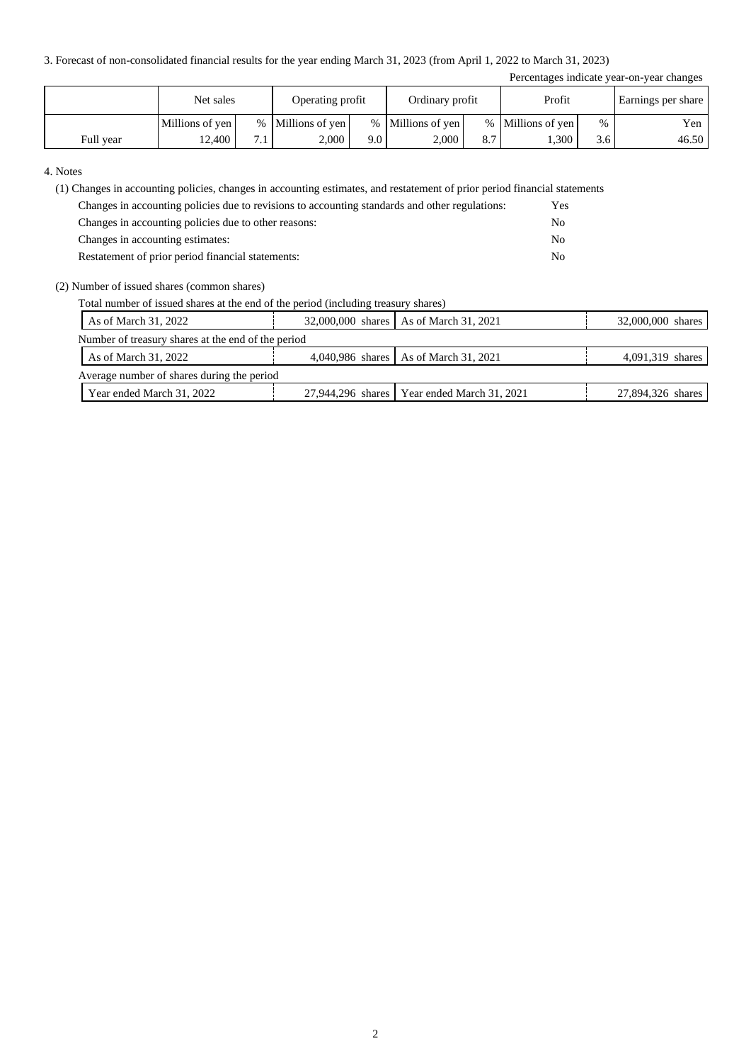3. Forecast of non-consolidated financial results for the year ending March 31, 2023 (from April 1, 2022 to March 31, 2023)

Percentages indicate year-on-year changes

| | Net sales | | Operating profit | | Ordinary profit | | Profit | | Earnings per share |
|---|---|---|---|---|---|---|---|---|---|
| | Millions of yen | % | Millions of yen | % | Millions of yen | % | Millions of yen | % | Yen |
| Full year | 12,400 | 7.1 | 2,000 | 9.0 | 2,000 | 8.7 | 1,300 | 3.6 | 46.50 |

4. Notes

(1) Changes in accounting policies, changes in accounting estimates, and restatement of prior period financial statements

| | |
|---|---|
| Changes in accounting policies due to revisions to accounting standards and other regulations: | Yes |
| Changes in accounting policies due to other reasons: | No |
| Changes in accounting estimates: | No |
| Restatement of prior period financial statements: | No |

(2) Number of issued shares (common shares)

Total number of issued shares at the end of the period (including treasury shares)

| | | | |
|---|---|---|---|
| As of March 31, 2022 | 32,000,000 shares | As of March 31, 2021 | 32,000,000 shares |

Number of treasury shares at the end of the period

| | | | |
|---|---|---|---|
| As of March 31, 2022 | 4,040,986 shares | As of March 31, 2021 | 4,091,319 shares |

Average number of shares during the period

| | | | |
|---|---|---|---|
| Year ended March 31, 2022 | 27,944,296 shares | Year ended March 31, 2021 | 27,894,326 shares |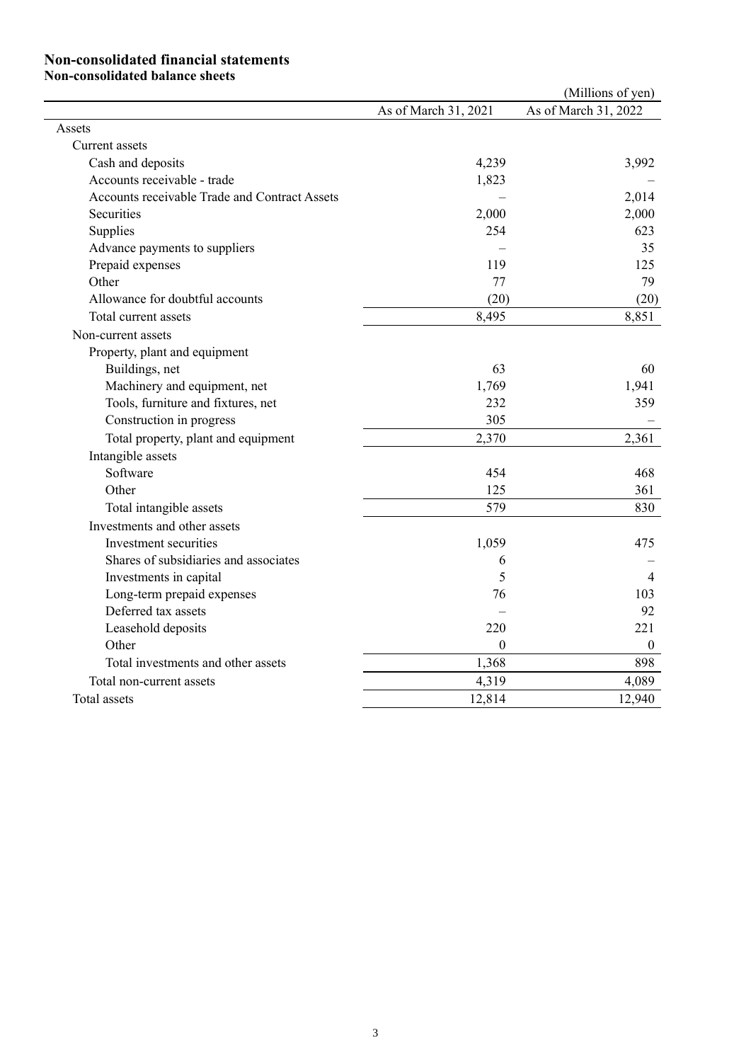## Non-consolidated financial statements

### Non-consolidated balance sheets

(Millions of yen)

| | As of March 31, 2021 | As of March 31, 2022 |
|---|---|---|
| Assets | | |
| Current assets | | |
| Cash and deposits | 4,239 | 3,992 |
| Accounts receivable - trade | 1,823 | – |
| Accounts receivable Trade and Contract Assets | – | 2,014 |
| Securities | 2,000 | 2,000 |
| Supplies | 254 | 623 |
| Advance payments to suppliers | – | 35 |
| Prepaid expenses | 119 | 125 |
| Other | 77 | 79 |
| Allowance for doubtful accounts | (20) | (20) |
| Total current assets | 8,495 | 8,851 |
| Non-current assets | | |
| Property, plant and equipment | | |
| Buildings, net | 63 | 60 |
| Machinery and equipment, net | 1,769 | 1,941 |
| Tools, furniture and fixtures, net | 232 | 359 |
| Construction in progress | 305 | – |
| Total property, plant and equipment | 2,370 | 2,361 |
| Intangible assets | | |
| Software | 454 | 468 |
| Other | 125 | 361 |
| Total intangible assets | 579 | 830 |
| Investments and other assets | | |
| Investment securities | 1,059 | 475 |
| Shares of subsidiaries and associates | 6 | – |
| Investments in capital | 5 | 4 |
| Long-term prepaid expenses | 76 | 103 |
| Deferred tax assets | – | 92 |
| Leasehold deposits | 220 | 221 |
| Other | 0 | 0 |
| Total investments and other assets | 1,368 | 898 |
| Total non-current assets | 4,319 | 4,089 |
| Total assets | 12,814 | 12,940 |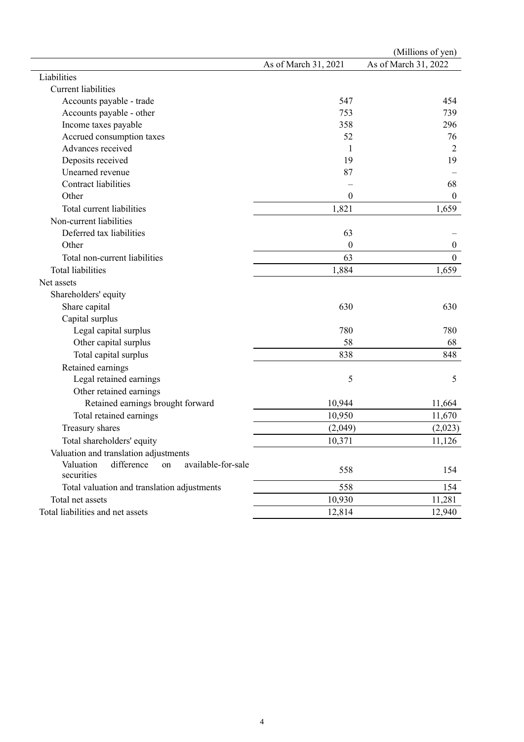(Millions of yen)

| | As of March 31, 2021 | As of March 31, 2022 |
|---|---|---|
| Liabilities | | |
| Current liabilities | | |
| Accounts payable - trade | 547 | 454 |
| Accounts payable - other | 753 | 739 |
| Income taxes payable | 358 | 296 |
| Accrued consumption taxes | 52 | 76 |
| Advances received | 1 | 2 |
| Deposits received | 19 | 19 |
| Unearned revenue | 87 | – |
| Contract liabilities | – | 68 |
| Other | 0 | 0 |
| Total current liabilities | 1,821 | 1,659 |
| Non-current liabilities | | |
| Deferred tax liabilities | 63 | – |
| Other | 0 | 0 |
| Total non-current liabilities | 63 | 0 |
| Total liabilities | 1,884 | 1,659 |
| Net assets | | |
| Shareholders' equity | | |
| Share capital | 630 | 630 |
| Capital surplus | | |
| Legal capital surplus | 780 | 780 |
| Other capital surplus | 58 | 68 |
| Total capital surplus | 838 | 848 |
| Retained earnings | | |
| Legal retained earnings | 5 | 5 |
| Other retained earnings | | |
| Retained earnings brought forward | 10,944 | 11,664 |
| Total retained earnings | 10,950 | 11,670 |
| Treasury shares | (2,049) | (2,023) |
| Total shareholders' equity | 10,371 | 11,126 |
| Valuation and translation adjustments | | |
| Valuation difference on available-for-sale securities | 558 | 154 |
| Total valuation and translation adjustments | 558 | 154 |
| Total net assets | 10,930 | 11,281 |
| Total liabilities and net assets | 12,814 | 12,940 |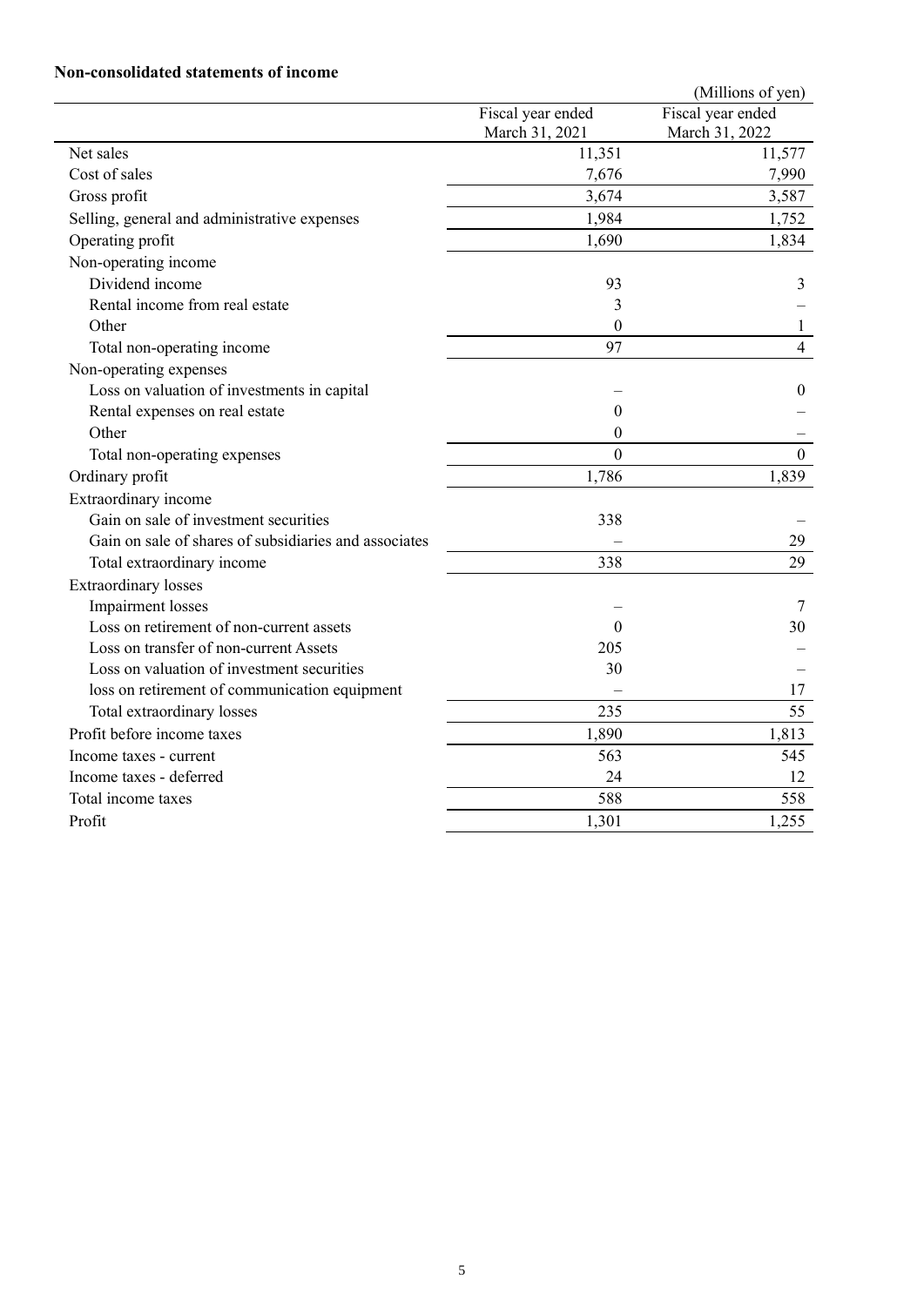**Non-consolidated statements of income**

(Millions of yen)

| | Fiscal year ended March 31, 2021 | Fiscal year ended March 31, 2022 |
|---|---|---|
| Net sales | 11,351 | 11,577 |
| Cost of sales | 7,676 | 7,990 |
| Gross profit | 3,674 | 3,587 |
| Selling, general and administrative expenses | 1,984 | 1,752 |
| Operating profit | 1,690 | 1,834 |
| Non-operating income | | |
| Dividend income | 93 | 3 |
| Rental income from real estate | 3 | – |
| Other | 0 | 1 |
| Total non-operating income | 97 | 4 |
| Non-operating expenses | | |
| Loss on valuation of investments in capital | – | 0 |
| Rental expenses on real estate | 0 | – |
| Other | 0 | – |
| Total non-operating expenses | 0 | 0 |
| Ordinary profit | 1,786 | 1,839 |
| Extraordinary income | | |
| Gain on sale of investment securities | 338 | – |
| Gain on sale of shares of subsidiaries and associates | – | 29 |
| Total extraordinary income | 338 | 29 |
| Extraordinary losses | | |
| Impairment losses | – | 7 |
| Loss on retirement of non-current assets | 0 | 30 |
| Loss on transfer of non-current Assets | 205 | – |
| Loss on valuation of investment securities | 30 | – |
| loss on retirement of communication equipment | – | 17 |
| Total extraordinary losses | 235 | 55 |
| Profit before income taxes | 1,890 | 1,813 |
| Income taxes - current | 563 | 545 |
| Income taxes - deferred | 24 | 12 |
| Total income taxes | 588 | 558 |
| Profit | 1,301 | 1,255 |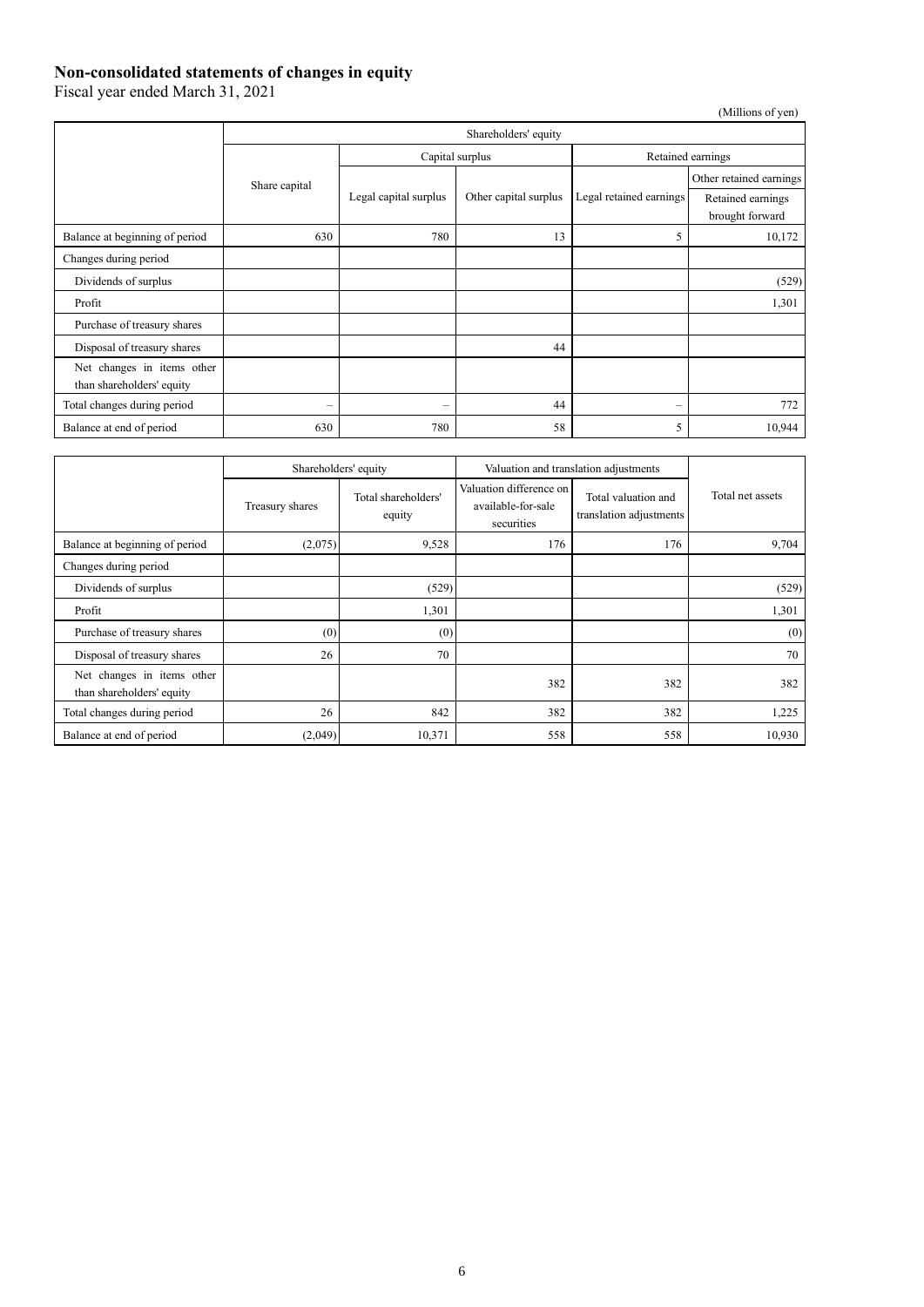## Non-consolidated statements of changes in equity

Fiscal year ended March 31, 2021

(Millions of yen)

| | Shareholders' equity | | | | |
|---|---|---|---|---|---|
| | Share capital | Capital surplus | | Retained earnings | |
| | | Legal capital surplus | Other capital surplus | Legal retained earnings | Other retained earnings |
| | | | | | Retained earnings brought forward |
| Balance at beginning of period | 630 | 780 | 13 | 5 | 10,172 |
| Changes during period | | | | | |
| Dividends of surplus | | | | | (529) |
| Profit | | | | | 1,301 |
| Purchase of treasury shares | | | | | |
| Disposal of treasury shares | | | 44 | | |
| Net changes in items other than shareholders' equity | | | | | |
| Total changes during period | – | – | 44 | – | 772 |
| Balance at end of period | 630 | 780 | 58 | 5 | 10,944 |

| | Shareholders' equity | | Valuation and translation adjustments | | Total net assets |
|---|---|---|---|---|---|
| | Treasury shares | Total shareholders' equity | Valuation difference on available-for-sale securities | Total valuation and translation adjustments | |
| Balance at beginning of period | (2,075) | 9,528 | 176 | 176 | 9,704 |
| Changes during period | | | | | |
| Dividends of surplus | | (529) | | | (529) |
| Profit | | 1,301 | | | 1,301 |
| Purchase of treasury shares | (0) | (0) | | | (0) |
| Disposal of treasury shares | 26 | 70 | | | 70 |
| Net changes in items other than shareholders' equity | | | 382 | 382 | 382 |
| Total changes during period | 26 | 842 | 382 | 382 | 1,225 |
| Balance at end of period | (2,049) | 10,371 | 558 | 558 | 10,930 |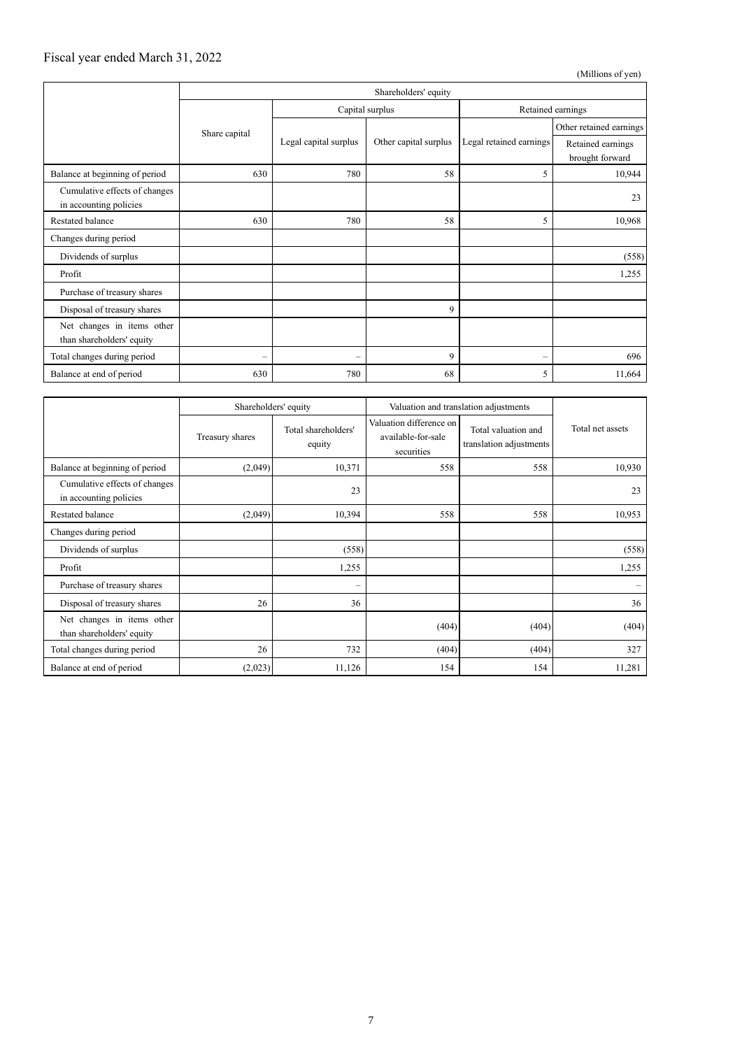Fiscal year ended March 31, 2022

(Millions of yen)

| | Shareholders' equity | | | | |
|---|---|---|---|---|---|
| | Share capital | Capital surplus | | Retained earnings | |
| | | Legal capital surplus | Other capital surplus | Legal retained earnings | Other retained earnings |
| | | | | | Retained earnings brought forward |
| Balance at beginning of period | 630 | 780 | 58 | 5 | 10,944 |
| Cumulative effects of changes in accounting policies | | | | | 23 |
| Restated balance | 630 | 780 | 58 | 5 | 10,968 |
| Changes during period | | | | | |
| Dividends of surplus | | | | | (558) |
| Profit | | | | | 1,255 |
| Purchase of treasury shares | | | | | |
| Disposal of treasury shares | | | 9 | | |
| Net changes in items other than shareholders' equity | | | | | |
| Total changes during period | – | – | 9 | – | 696 |
| Balance at end of period | 630 | 780 | 68 | 5 | 11,664 |

| | Shareholders' equity | | Valuation and translation adjustments | | Total net assets |
|---|---|---|---|---|---|
| | Treasury shares | Total shareholders' equity | Valuation difference on available-for-sale securities | Total valuation and translation adjustments | |
| Balance at beginning of period | (2,049) | 10,371 | 558 | 558 | 10,930 |
| Cumulative effects of changes in accounting policies | | 23 | | | 23 |
| Restated balance | (2,049) | 10,394 | 558 | 558 | 10,953 |
| Changes during period | | | | | |
| Dividends of surplus | | (558) | | | (558) |
| Profit | | 1,255 | | | 1,255 |
| Purchase of treasury shares | | – | | | – |
| Disposal of treasury shares | 26 | 36 | | | 36 |
| Net changes in items other than shareholders' equity | | | (404) | (404) | (404) |
| Total changes during period | 26 | 732 | (404) | (404) | 327 |
| Balance at end of period | (2,023) | 11,126 | 154 | 154 | 11,281 |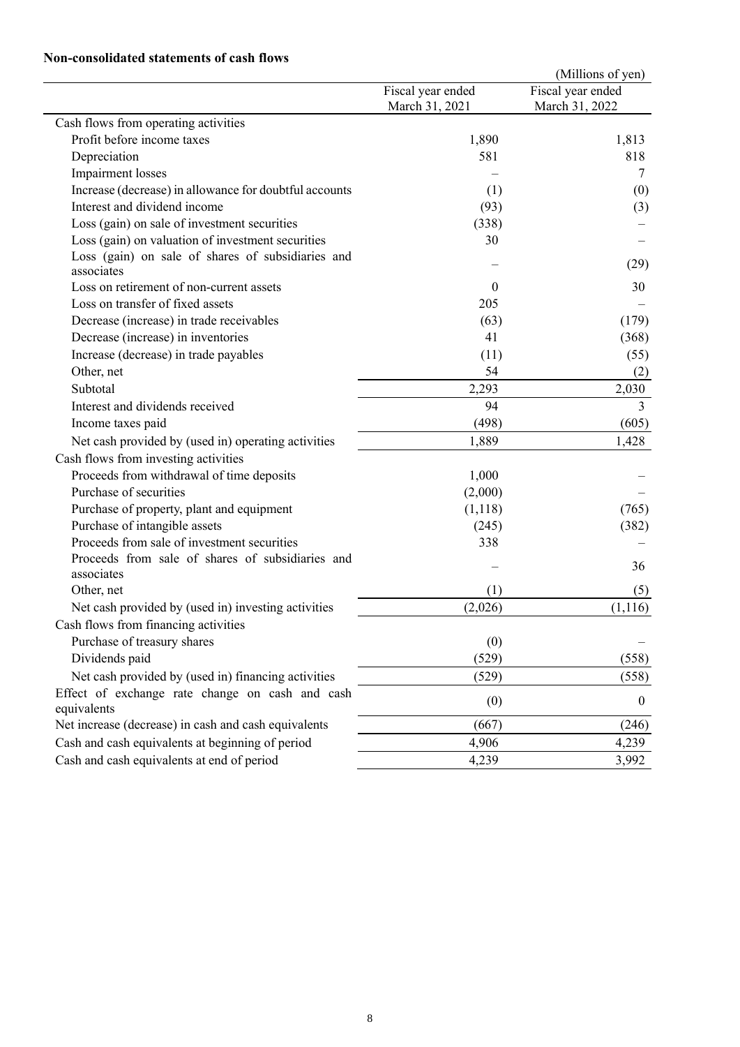**Non-consolidated statements of cash flows**

(Millions of yen)

| | Fiscal year ended March 31, 2021 | Fiscal year ended March 31, 2022 |
|---|---|---|
| Cash flows from operating activities | | |
| Profit before income taxes | 1,890 | 1,813 |
| Depreciation | 581 | 818 |
| Impairment losses | – | 7 |
| Increase (decrease) in allowance for doubtful accounts | (1) | (0) |
| Interest and dividend income | (93) | (3) |
| Loss (gain) on sale of investment securities | (338) | – |
| Loss (gain) on valuation of investment securities | 30 | – |
| Loss (gain) on sale of shares of subsidiaries and associates | – | (29) |
| Loss on retirement of non-current assets | 0 | 30 |
| Loss on transfer of fixed assets | 205 | – |
| Decrease (increase) in trade receivables | (63) | (179) |
| Decrease (increase) in inventories | 41 | (368) |
| Increase (decrease) in trade payables | (11) | (55) |
| Other, net | 54 | (2) |
| Subtotal | 2,293 | 2,030 |
| Interest and dividends received | 94 | 3 |
| Income taxes paid | (498) | (605) |
| Net cash provided by (used in) operating activities | 1,889 | 1,428 |
| Cash flows from investing activities | | |
| Proceeds from withdrawal of time deposits | 1,000 | – |
| Purchase of securities | (2,000) | – |
| Purchase of property, plant and equipment | (1,118) | (765) |
| Purchase of intangible assets | (245) | (382) |
| Proceeds from sale of investment securities | 338 | – |
| Proceeds from sale of shares of subsidiaries and associates | – | 36 |
| Other, net | (1) | (5) |
| Net cash provided by (used in) investing activities | (2,026) | (1,116) |
| Cash flows from financing activities | | |
| Purchase of treasury shares | (0) | – |
| Dividends paid | (529) | (558) |
| Net cash provided by (used in) financing activities | (529) | (558) |
| Effect of exchange rate change on cash and cash equivalents | (0) | 0 |
| Net increase (decrease) in cash and cash equivalents | (667) | (246) |
| Cash and cash equivalents at beginning of period | 4,906 | 4,239 |
| Cash and cash equivalents at end of period | 4,239 | 3,992 |